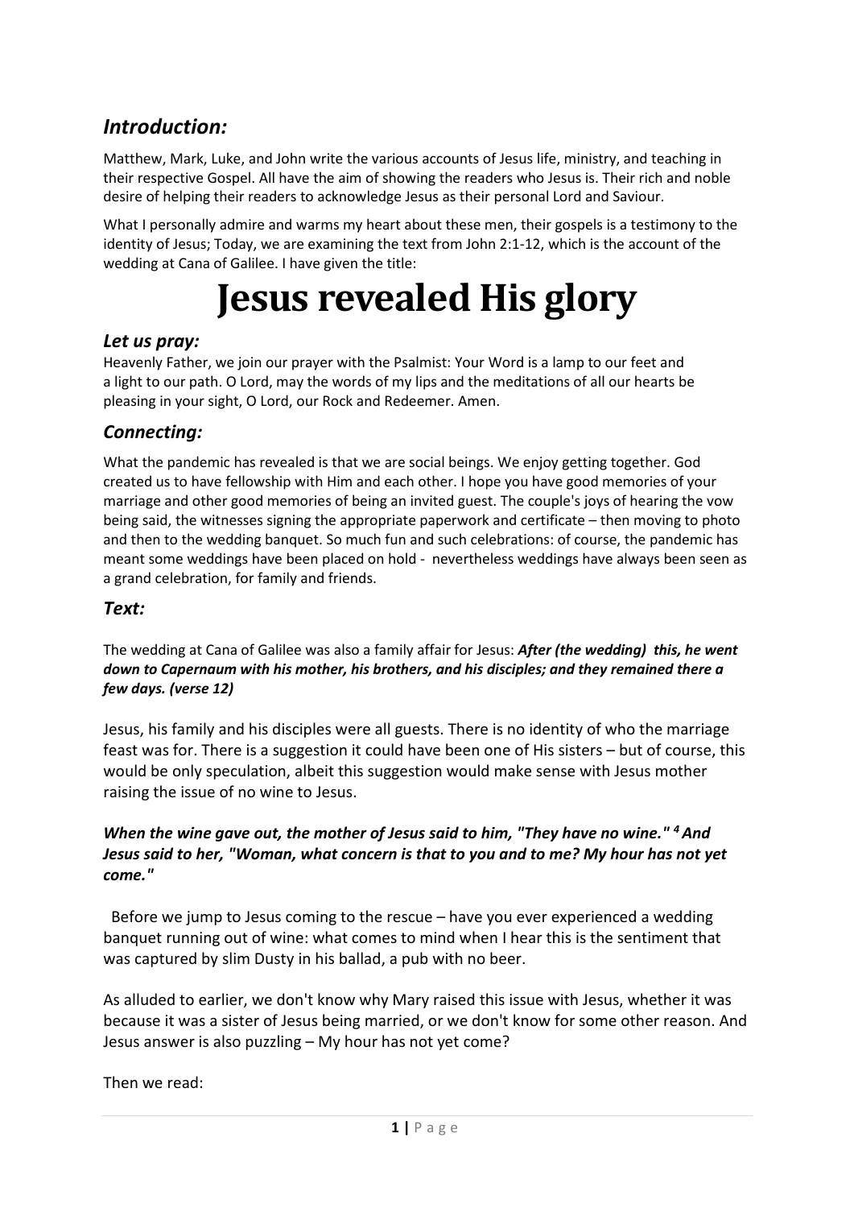## *Introduction:*

Matthew, Mark, Luke, and John write the various accounts of Jesus life, ministry, and teaching in their respective Gospel. All have the aim of showing the readers who Jesus is. Their rich and noble desire of helping their readers to acknowledge Jesus as their personal Lord and Saviour.

What I personally admire and warms my heart about these men, their gospels is a testimony to the identity of Jesus; Today, we are examining the text from John 2:1-12, which is the account of the wedding at Cana of Galilee. I have given the title:

# Jesus revealed His glory

### *Let us pray:*

Heavenly Father, we join our prayer with the Psalmist: Your Word is a lamp to our feet and a light to our path. O Lord, may the words of my lips and the meditations of all our hearts be pleasing in your sight, O Lord, our Rock and Redeemer. Amen.

### *Connecting:*

What the pandemic has revealed is that we are social beings. We enjoy getting together. God created us to have fellowship with Him and each other. I hope you have good memories of your marriage and other good memories of being an invited guest. The couple's joys of hearing the vow being said, the witnesses signing the appropriate paperwork and certificate – then moving to photo and then to the wedding banquet. So much fun and such celebrations: of course, the pandemic has meant some weddings have been placed on hold - nevertheless weddings have always been seen as a grand celebration, for family and friends.

### *Text:*

The wedding at Cana of Galilee was also a family affair for Jesus: ***After (the wedding) this, he went down to Capernaum with his mother, his brothers, and his disciples; and they remained there a few days. (verse 12)***

Jesus, his family and his disciples were all guests. There is no identity of who the marriage feast was for. There is a suggestion it could have been one of His sisters – but of course, this would be only speculation, albeit this suggestion would make sense with Jesus mother raising the issue of no wine to Jesus.

***When the wine gave out, the mother of Jesus said to him, "They have no wine." [4] And Jesus said to her, "Woman, what concern is that to you and to me? My hour has not yet come."***

Before we jump to Jesus coming to the rescue – have you ever experienced a wedding banquet running out of wine: what comes to mind when I hear this is the sentiment that was captured by slim Dusty in his ballad, a pub with no beer.

As alluded to earlier, we don't know why Mary raised this issue with Jesus, whether it was because it was a sister of Jesus being married, or we don't know for some other reason. And Jesus answer is also puzzling – My hour has not yet come?

Then we read: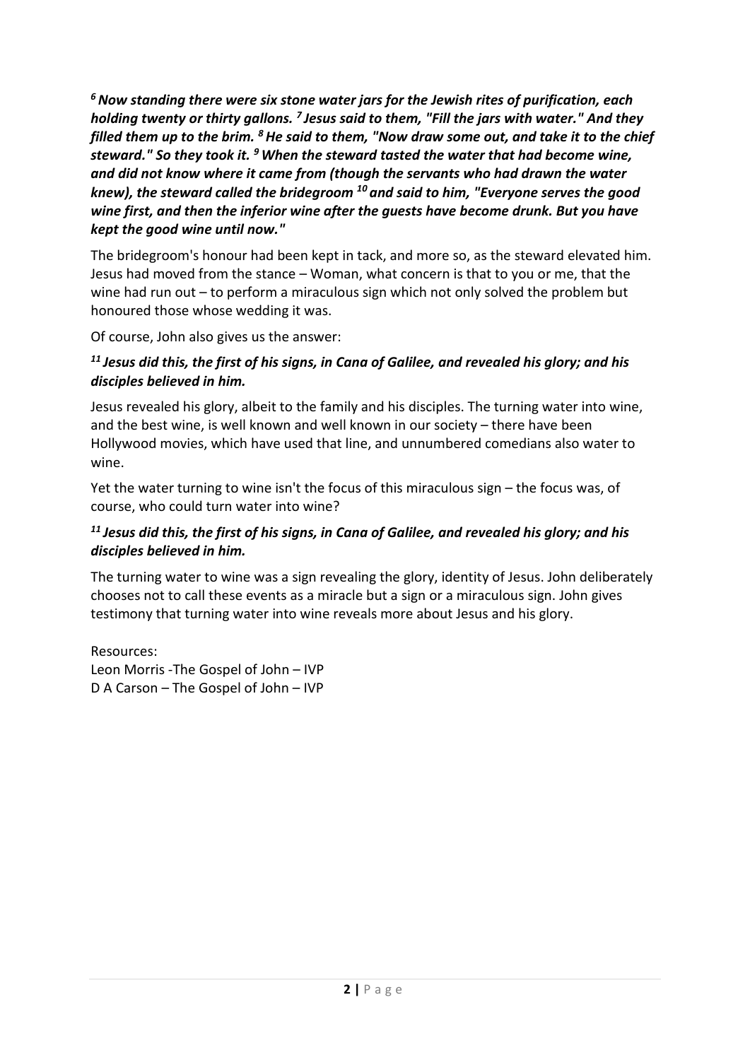***[6] Now standing there were six stone water jars for the Jewish rites of purification, each holding twenty or thirty gallons. [7] Jesus said to them, "Fill the jars with water." And they filled them up to the brim. [8] He said to them, "Now draw some out, and take it to the chief steward." So they took it. [9] When the steward tasted the water that had become wine, and did not know where it came from (though the servants who had drawn the water knew), the steward called the bridegroom [10] and said to him, "Everyone serves the good wine first, and then the inferior wine after the guests have become drunk. But you have kept the good wine until now."***

The bridegroom's honour had been kept in tack, and more so, as the steward elevated him. Jesus had moved from the stance – Woman, what concern is that to you or me, that the wine had run out – to perform a miraculous sign which not only solved the problem but honoured those whose wedding it was.

Of course, John also gives us the answer:

***[11] Jesus did this, the first of his signs, in Cana of Galilee, and revealed his glory; and his disciples believed in him.***

Jesus revealed his glory, albeit to the family and his disciples. The turning water into wine, and the best wine, is well known and well known in our society – there have been Hollywood movies, which have used that line, and unnumbered comedians also water to wine.

Yet the water turning to wine isn't the focus of this miraculous sign – the focus was, of course, who could turn water into wine?

***[11] Jesus did this, the first of his signs, in Cana of Galilee, and revealed his glory; and his disciples believed in him.***

The turning water to wine was a sign revealing the glory, identity of Jesus. John deliberately chooses not to call these events as a miracle but a sign or a miraculous sign. John gives testimony that turning water into wine reveals more about Jesus and his glory.

Resources:
Leon Morris -The Gospel of John – IVP
D A Carson – The Gospel of John – IVP